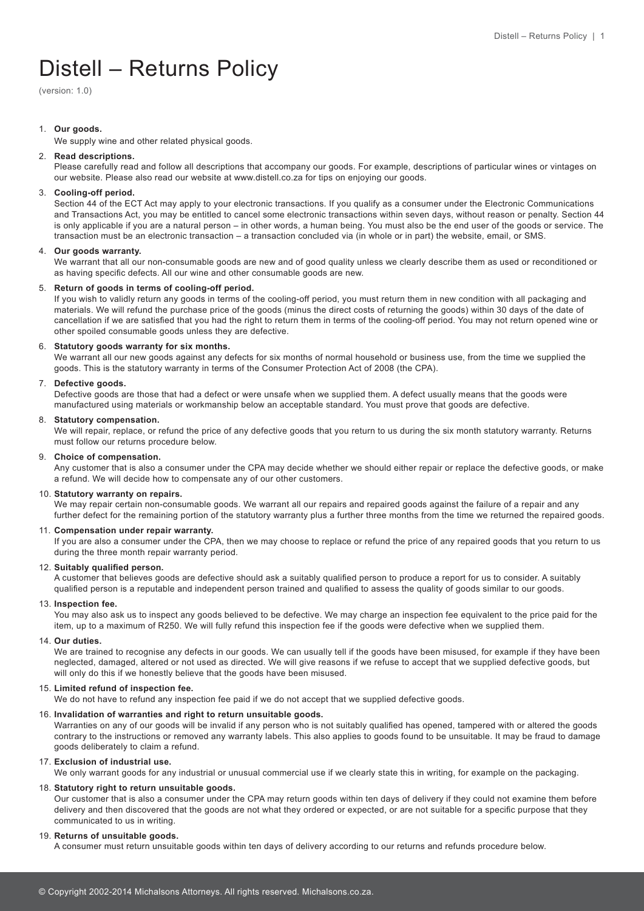# Distell – Returns Policy

(version: 1.0)

1. **Our goods.**
   We supply wine and other related physical goods.

2. **Read descriptions.**
   Please carefully read and follow all descriptions that accompany our goods. For example, descriptions of particular wines or vintages on our website. Please also read our website at www.distell.co.za for tips on enjoying our goods.

3. **Cooling-off period.**
   Section 44 of the ECT Act may apply to your electronic transactions. If you qualify as a consumer under the Electronic Communications and Transactions Act, you may be entitled to cancel some electronic transactions within seven days, without reason or penalty. Section 44 is only applicable if you are a natural person – in other words, a human being. You must also be the end user of the goods or service. The transaction must be an electronic transaction – a transaction concluded via (in whole or in part) the website, email, or SMS.

4. **Our goods warranty.**
   We warrant that all our non-consumable goods are new and of good quality unless we clearly describe them as used or reconditioned or as having specific defects. All our wine and other consumable goods are new.

5. **Return of goods in terms of cooling-off period.**
   If you wish to validly return any goods in terms of the cooling-off period, you must return them in new condition with all packaging and materials. We will refund the purchase price of the goods (minus the direct costs of returning the goods) within 30 days of the date of cancellation if we are satisfied that you had the right to return them in terms of the cooling-off period. You may not return opened wine or other spoiled consumable goods unless they are defective.

6. **Statutory goods warranty for six months.**
   We warrant all our new goods against any defects for six months of normal household or business use, from the time we supplied the goods. This is the statutory warranty in terms of the Consumer Protection Act of 2008 (the CPA).

7. **Defective goods.**
   Defective goods are those that had a defect or were unsafe when we supplied them. A defect usually means that the goods were manufactured using materials or workmanship below an acceptable standard. You must prove that goods are defective.

8. **Statutory compensation.**
   We will repair, replace, or refund the price of any defective goods that you return to us during the six month statutory warranty. Returns must follow our returns procedure below.

9. **Choice of compensation.**
   Any customer that is also a consumer under the CPA may decide whether we should either repair or replace the defective goods, or make a refund. We will decide how to compensate any of our other customers.

10. **Statutory warranty on repairs.**
    We may repair certain non-consumable goods. We warrant all our repairs and repaired goods against the failure of a repair and any further defect for the remaining portion of the statutory warranty plus a further three months from the time we returned the repaired goods.

11. **Compensation under repair warranty.**
    If you are also a consumer under the CPA, then we may choose to replace or refund the price of any repaired goods that you return to us during the three month repair warranty period.

12. **Suitably qualified person.**
    A customer that believes goods are defective should ask a suitably qualified person to produce a report for us to consider. A suitably qualified person is a reputable and independent person trained and qualified to assess the quality of goods similar to our goods.

13. **Inspection fee.**
    You may also ask us to inspect any goods believed to be defective. We may charge an inspection fee equivalent to the price paid for the item, up to a maximum of R250. We will fully refund this inspection fee if the goods were defective when we supplied them.

14. **Our duties.**
    We are trained to recognise any defects in our goods. We can usually tell if the goods have been misused, for example if they have been neglected, damaged, altered or not used as directed. We will give reasons if we refuse to accept that we supplied defective goods, but will only do this if we honestly believe that the goods have been misused.

15. **Limited refund of inspection fee.**
    We do not have to refund any inspection fee paid if we do not accept that we supplied defective goods.

16. **Invalidation of warranties and right to return unsuitable goods.**
    Warranties on any of our goods will be invalid if any person who is not suitably qualified has opened, tampered with or altered the goods contrary to the instructions or removed any warranty labels. This also applies to goods found to be unsuitable. It may be fraud to damage goods deliberately to claim a refund.

17. **Exclusion of industrial use.**
    We only warrant goods for any industrial or unusual commercial use if we clearly state this in writing, for example on the packaging.

18. **Statutory right to return unsuitable goods.**
    Our customer that is also a consumer under the CPA may return goods within ten days of delivery if they could not examine them before delivery and then discovered that the goods are not what they ordered or expected, or are not suitable for a specific purpose that they communicated to us in writing.

19. **Returns of unsuitable goods.**
    A consumer must return unsuitable goods within ten days of delivery according to our returns and refunds procedure below.

© Copyright 2002-2014 Michalsons Attorneys. All rights reserved. Michalsons.co.za.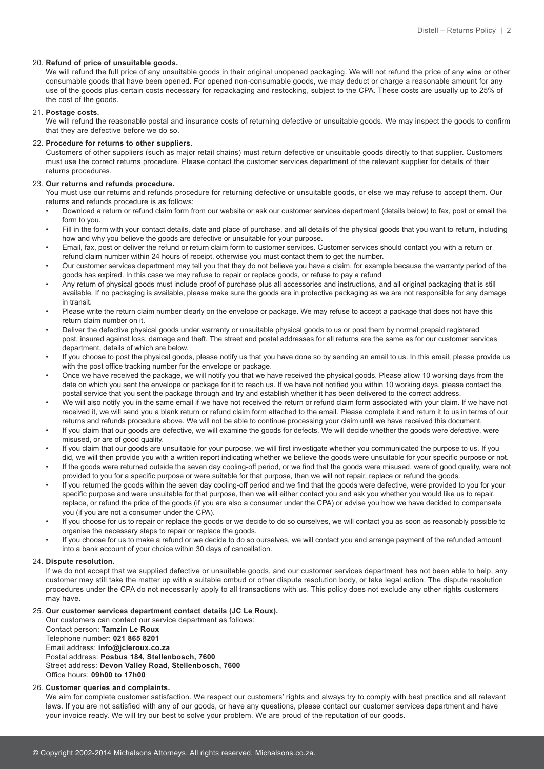20. **Refund of price of unsuitable goods.**
 We will refund the full price of any unsuitable goods in their original unopened packaging. We will not refund the price of any wine or other consumable goods that have been opened. For opened non-consumable goods, we may deduct or charge a reasonable amount for any use of the goods plus certain costs necessary for repackaging and restocking, subject to the CPA. These costs are usually up to 25% of the cost of the goods.

21. **Postage costs.**
 We will refund the reasonable postal and insurance costs of returning defective or unsuitable goods. We may inspect the goods to confirm that they are defective before we do so.

22. **Procedure for returns to other suppliers.**
 Customers of other suppliers (such as major retail chains) must return defective or unsuitable goods directly to that supplier. Customers must use the correct returns procedure. Please contact the customer services department of the relevant supplier for details of their returns procedures.

23. **Our returns and refunds procedure.**
 You must use our returns and refunds procedure for returning defective or unsuitable goods, or else we may refuse to accept them. Our returns and refunds procedure is as follows:
 - Download a return or refund claim form from our website or ask our customer services department (details below) to fax, post or email the form to you.
 - Fill in the form with your contact details, date and place of purchase, and all details of the physical goods that you want to return, including how and why you believe the goods are defective or unsuitable for your purpose.
 - Email, fax, post or deliver the refund or return claim form to customer services. Customer services should contact you with a return or refund claim number within 24 hours of receipt, otherwise you must contact them to get the number.
 - Our customer services department may tell you that they do not believe you have a claim, for example because the warranty period of the goods has expired. In this case we may refuse to repair or replace goods, or refuse to pay a refund
 - Any return of physical goods must include proof of purchase plus all accessories and instructions, and all original packaging that is still available. If no packaging is available, please make sure the goods are in protective packaging as we are not responsible for any damage in transit.
 - Please write the return claim number clearly on the envelope or package. We may refuse to accept a package that does not have this return claim number on it.
 - Deliver the defective physical goods under warranty or unsuitable physical goods to us or post them by normal prepaid registered post, insured against loss, damage and theft. The street and postal addresses for all returns are the same as for our customer services department, details of which are below.
 - If you choose to post the physical goods, please notify us that you have done so by sending an email to us. In this email, please provide us with the post office tracking number for the envelope or package.
 - Once we have received the package, we will notify you that we have received the physical goods. Please allow 10 working days from the date on which you sent the envelope or package for it to reach us. If we have not notified you within 10 working days, please contact the postal service that you sent the package through and try and establish whether it has been delivered to the correct address.
 - We will also notify you in the same email if we have not received the return or refund claim form associated with your claim. If we have not received it, we will send you a blank return or refund claim form attached to the email. Please complete it and return it to us in terms of our returns and refunds procedure above. We will not be able to continue processing your claim until we have received this document.
 - If you claim that our goods are defective, we will examine the goods for defects. We will decide whether the goods were defective, were misused, or are of good quality.
 - If you claim that our goods are unsuitable for your purpose, we will first investigate whether you communicated the purpose to us. If you did, we will then provide you with a written report indicating whether we believe the goods were unsuitable for your specific purpose or not.
 - If the goods were returned outside the seven day cooling-off period, or we find that the goods were misused, were of good quality, were not provided to you for a specific purpose or were suitable for that purpose, then we will not repair, replace or refund the goods.
 - If you returned the goods within the seven day cooling-off period and we find that the goods were defective, were provided to you for your specific purpose and were unsuitable for that purpose, then we will either contact you and ask you whether you would like us to repair, replace, or refund the price of the goods (if you are also a consumer under the CPA) or advise you how we have decided to compensate you (if you are not a consumer under the CPA).
 - If you choose for us to repair or replace the goods or we decide to do so ourselves, we will contact you as soon as reasonably possible to organise the necessary steps to repair or replace the goods.
 - If you choose for us to make a refund or we decide to do so ourselves, we will contact you and arrange payment of the refunded amount into a bank account of your choice within 30 days of cancellation.

24. **Dispute resolution.**
 If we do not accept that we supplied defective or unsuitable goods, and our customer services department has not been able to help, any customer may still take the matter up with a suitable ombud or other dispute resolution body, or take legal action. The dispute resolution procedures under the CPA do not necessarily apply to all transactions with us. This policy does not exclude any other rights customers may have.

25. **Our customer services department contact details (JC Le Roux).**
 Our customers can contact our service department as follows:
 Contact person: **Tamzin Le Roux**
 Telephone number: **021 865 8201**
 Email address: **info@jcleroux.co.za**
 Postal address: **Posbus 184, Stellenbosch, 7600**
 Street address: **Devon Valley Road, Stellenbosch, 7600**
 Office hours: **09h00 to 17h00**

26. **Customer queries and complaints.**
 We aim for complete customer satisfaction. We respect our customers' rights and always try to comply with best practice and all relevant laws. If you are not satisfied with any of our goods, or have any questions, please contact our customer services department and have your invoice ready. We will try our best to solve your problem. We are proud of the reputation of our goods.

© Copyright 2002-2014 Michalsons Attorneys. All rights reserved. Michalsons.co.za.